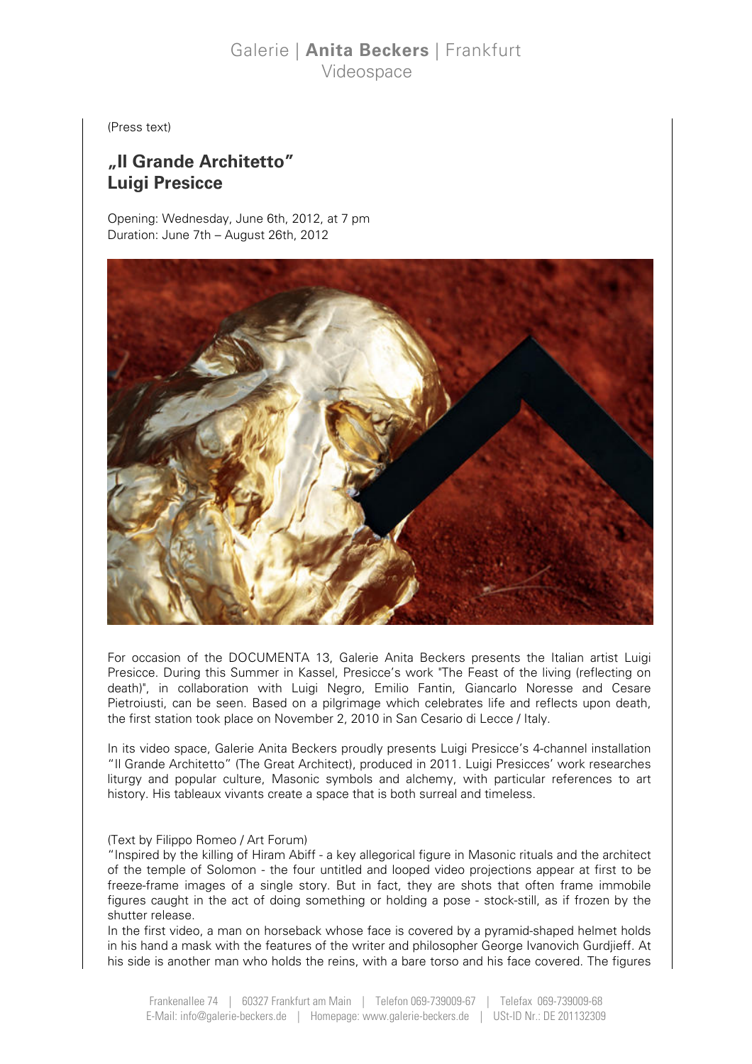Galerie | **Anita Beckers** | Frankfurt
Videospace

(Press text)

# „Il Grande Architetto"
# Luigi Presicce

Opening: Wednesday, June 6th, 2012, at 7 pm
Duration: June 7th – August 26th, 2012

For occasion of the DOCUMENTA 13, Galerie Anita Beckers presents the Italian artist Luigi Presicce. During this Summer in Kassel, Presicce's work "The Feast of the living (reflecting on death)", in collaboration with Luigi Negro, Emilio Fantin, Giancarlo Noresse and Cesare Pietroiusti, can be seen. Based on a pilgrimage which celebrates life and reflects upon death, the first station took place on November 2, 2010 in San Cesario di Lecce / Italy.

In its video space, Galerie Anita Beckers proudly presents Luigi Presicce's 4-channel installation "Il Grande Architetto" (The Great Architect), produced in 2011. Luigi Presicces' work researches liturgy and popular culture, Masonic symbols and alchemy, with particular references to art history. His tableaux vivants create a space that is both surreal and timeless.

(Text by Filippo Romeo / Art Forum)
"Inspired by the killing of Hiram Abiff - a key allegorical figure in Masonic rituals and the architect of the temple of Solomon - the four untitled and looped video projections appear at first to be freeze-frame images of a single story. But in fact, they are shots that often frame immobile figures caught in the act of doing something or holding a pose - stock-still, as if frozen by the shutter release.
In the first video, a man on horseback whose face is covered by a pyramid-shaped helmet holds in his hand a mask with the features of the writer and philosopher George Ivanovich Gurdjieff. At his side is another man who holds the reins, with a bare torso and his face covered. The figures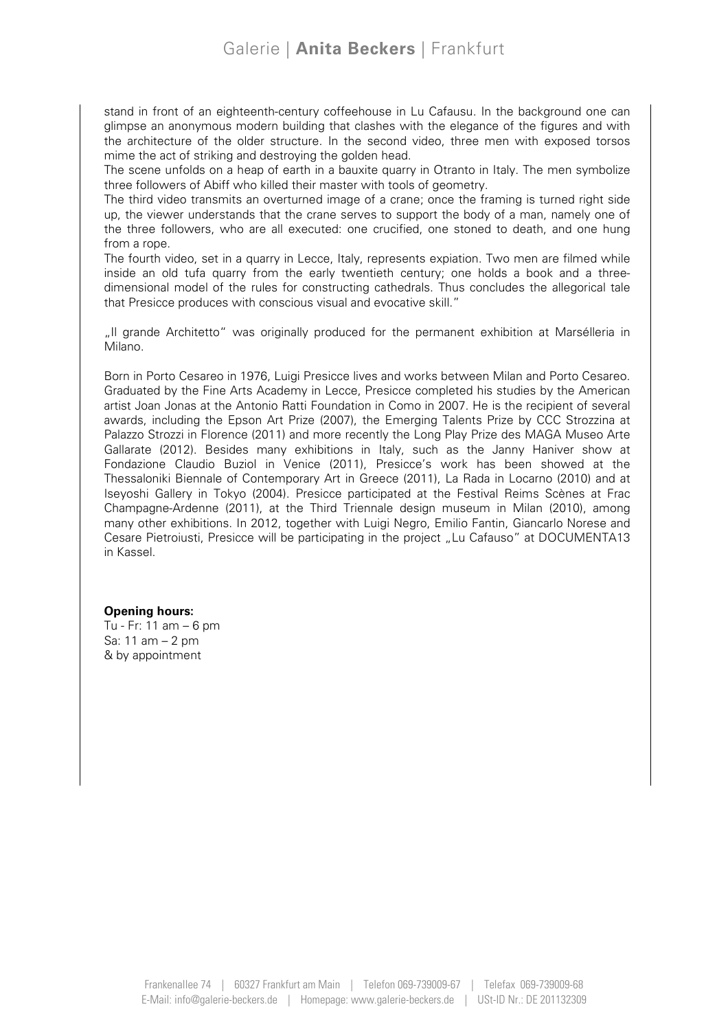stand in front of an eighteenth-century coffeehouse in Lu Cafausu. In the background one can glimpse an anonymous modern building that clashes with the elegance of the figures and with the architecture of the older structure. In the second video, three men with exposed torsos mime the act of striking and destroying the golden head.
The scene unfolds on a heap of earth in a bauxite quarry in Otranto in Italy. The men symbolize three followers of Abiff who killed their master with tools of geometry.
The third video transmits an overturned image of a crane; once the framing is turned right side up, the viewer understands that the crane serves to support the body of a man, namely one of the three followers, who are all executed: one crucified, one stoned to death, and one hung from a rope.
The fourth video, set in a quarry in Lecce, Italy, represents expiation. Two men are filmed while inside an old tufa quarry from the early twentieth century; one holds a book and a three-dimensional model of the rules for constructing cathedrals. Thus concludes the allegorical tale that Presicce produces with conscious visual and evocative skill."

„Il grande Architetto" was originally produced for the permanent exhibition at Marsélleria in Milano.

Born in Porto Cesareo in 1976, Luigi Presicce lives and works between Milan and Porto Cesareo. Graduated by the Fine Arts Academy in Lecce, Presicce completed his studies by the American artist Joan Jonas at the Antonio Ratti Foundation in Como in 2007. He is the recipient of several awards, including the Epson Art Prize (2007), the Emerging Talents Prize by CCC Strozzina at Palazzo Strozzi in Florence (2011) and more recently the Long Play Prize des MAGA Museo Arte Gallarate (2012). Besides many exhibitions in Italy, such as the Janny Haniver show at Fondazione Claudio Buziol in Venice (2011), Presicce's work has been showed at the Thessaloniki Biennale of Contemporary Art in Greece (2011), La Rada in Locarno (2010) and at Iseyoshi Gallery in Tokyo (2004). Presicce participated at the Festival Reims Scènes at Frac Champagne-Ardenne (2011), at the Third Triennale design museum in Milan (2010), among many other exhibitions. In 2012, together with Luigi Negro, Emilio Fantin, Giancarlo Norese and Cesare Pietroiusti, Presicce will be participating in the project „Lu Cafauso" at DOCUMENTA13 in Kassel.

**Opening hours:**
Tu - Fr: 11 am – 6 pm
Sa: 11 am – 2 pm
& by appointment